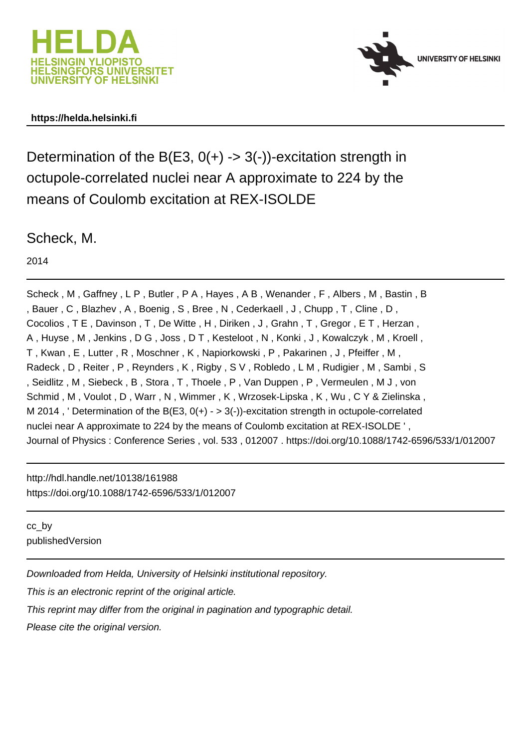HELDA
HELSINGIN YLIOPISTO
HELSINGFORS UNIVERSITET
UNIVERSITY OF HELSINKI

UNIVERSITY OF HELSINKI

**https://helda.helsinki.fi**

# Determination of the B(E3, 0(+) -> 3(-))-excitation strength in octupole-correlated nuclei near A approximate to 224 by the means of Coulomb excitation at REX-ISOLDE

Scheck, M.

2014

Scheck , M , Gaffney , L P , Butler , P A , Hayes , A B , Wenander , F , Albers , M , Bastin , B , Bauer , C , Blazhev , A , Boenig , S , Bree , N , Cederkaell , J , Chupp , T , Cline , D , Cocolios , T E , Davinson , T , De Witte , H , Diriken , J , Grahn , T , Gregor , E T , Herzan , A , Huyse , M , Jenkins , D G , Joss , D T , Kesteloot , N , Konki , J , Kowalczyk , M , Kroell , T , Kwan , E , Lutter , R , Moschner , K , Napiorkowski , P , Pakarinen , J , Pfeiffer , M , Radeck , D , Reiter , P , Reynders , K , Rigby , S V , Robledo , L M , Rudigier , M , Sambi , S , Seidlitz , M , Siebeck , B , Stora , T , Thoele , P , Van Duppen , P , Vermeulen , M J , von Schmid , M , Voulot , D , Warr , N , Wimmer , K , Wrzosek-Lipska , K , Wu , C Y & Zielinska , M 2014 , ' Determination of the B(E3, 0(+) - > 3(-))-excitation strength in octupole-correlated nuclei near A approximate to 224 by the means of Coulomb excitation at REX-ISOLDE ' , Journal of Physics : Conference Series , vol. 533 , 012007 . https://doi.org/10.1088/1742-6596/533/1/012007

http://hdl.handle.net/10138/161988
https://doi.org/10.1088/1742-6596/533/1/012007

cc_by
publishedVersion

*Downloaded from Helda, University of Helsinki institutional repository.*

*This is an electronic reprint of the original article.*

*This reprint may differ from the original in pagination and typographic detail.*

*Please cite the original version.*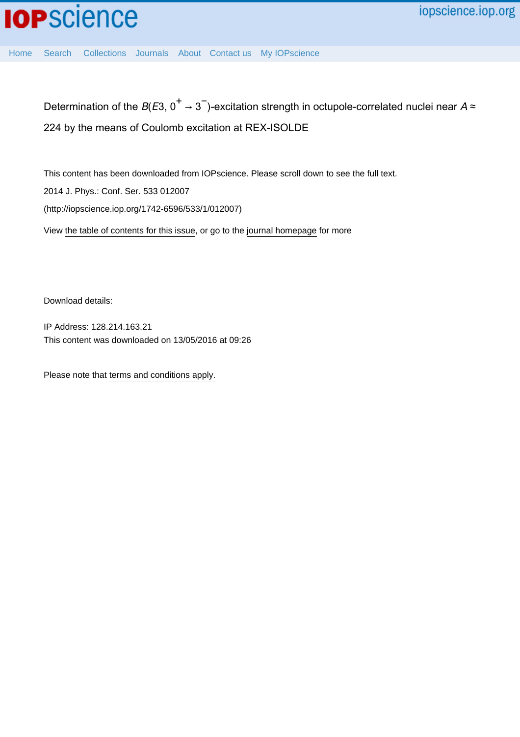Determination of the $B(E3, 0^+ \rightarrow 3^-)$-excitation strength in octupole-correlated nuclei near $A \approx 224$ by the means of Coulomb excitation at REX-ISOLDE

This content has been downloaded from IOPscience. Please scroll down to see the full text.

2014 J. Phys.: Conf. Ser. 533 012007

(http://iopscience.iop.org/1742-6596/533/1/012007)

View the table of contents for this issue, or go to the journal homepage for more

Download details:

IP Address: 128.214.163.21

This content was downloaded on 13/05/2016 at 09:26

Please note that terms and conditions apply.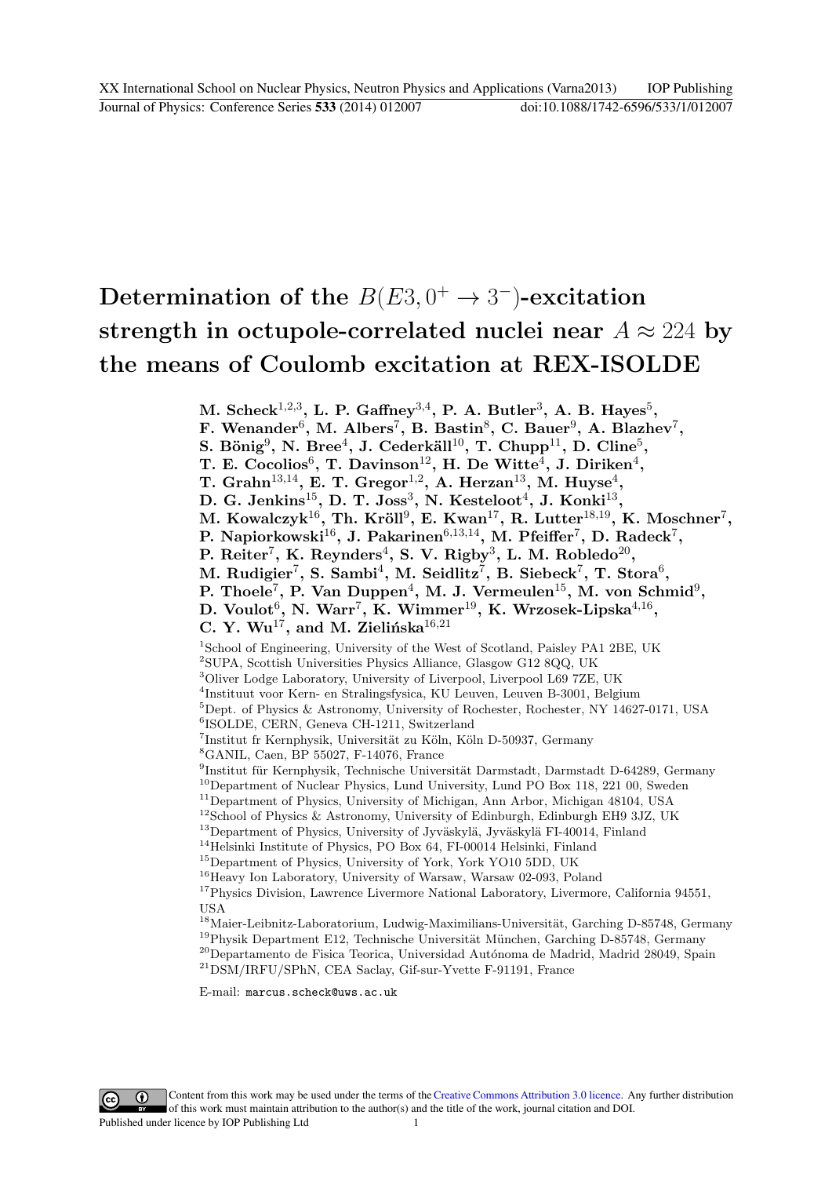# Determination of the $B(E3, 0^+ \to 3^-)$-excitation strength in octupole-correlated nuclei near $A \approx 224$ by the means of Coulomb excitation at REX-ISOLDE

**M. Scheck[1,2,3], L. P. Gaffney[3,4], P. A. Butler[3], A. B. Hayes[5], F. Wenander[6], M. Albers[7], B. Bastin[8], C. Bauer[9], A. Blazhev[7], S. Bönig[9], N. Bree[4], J. Cederkäll[10], T. Chupp[11], D. Cline[5], T. E. Cocolios[6], T. Davinson[12], H. De Witte[4], J. Diriken[4], T. Grahn[13,14], E. T. Gregor[1,2], A. Herzan[13], M. Huyse[4], D. G. Jenkins[15], D. T. Joss[3], N. Kesteloot[4], J. Konki[13], M. Kowalczyk[16], Th. Kröll[9], E. Kwan[17], R. Lutter[18,19], K. Moschner[7], P. Napiorkowski[16], J. Pakarinen[6,13,14], M. Pfeiffer[7], D. Radeck[7], P. Reiter[7], K. Reynders[4], S. V. Rigby[3], L. M. Robledo[20], M. Rudigier[7], S. Sambi[4], M. Seidlitz[7], B. Siebeck[7], T. Stora[6], P. Thoele[7], P. Van Duppen[4], M. J. Vermeulen[15], M. von Schmid[9], D. Voulot[6], N. Warr[7], K. Wimmer[19], K. Wrzosek-Lipska[4,16], C. Y. Wu[17], and M. Zielińska[16,21]**

[1]School of Engineering, University of the West of Scotland, Paisley PA1 2BE, UK
[2]SUPA, Scottish Universities Physics Alliance, Glasgow G12 8QQ, UK
[3]Oliver Lodge Laboratory, University of Liverpool, Liverpool L69 7ZE, UK
[4]Instituut voor Kern- en Stralingsfysica, KU Leuven, Leuven B-3001, Belgium
[5]Dept. of Physics & Astronomy, University of Rochester, Rochester, NY 14627-0171, USA
[6]ISOLDE, CERN, Geneva CH-1211, Switzerland
[7]Institut fr Kernphysik, Universität zu Köln, Köln D-50937, Germany
[8]GANIL, Caen, BP 55027, F-14076, France
[9]Institut für Kernphysik, Technische Universität Darmstadt, Darmstadt D-64289, Germany
[10]Department of Nuclear Physics, Lund University, Lund PO Box 118, 221 00, Sweden
[11]Department of Physics, University of Michigan, Ann Arbor, Michigan 48104, USA
[12]School of Physics & Astronomy, University of Edinburgh, Edinburgh EH9 3JZ, UK
[13]Department of Physics, University of Jyväskylä, Jyväskylä FI-40014, Finland
[14]Helsinki Institute of Physics, PO Box 64, FI-00014 Helsinki, Finland
[15]Department of Physics, University of York, York YO10 5DD, UK
[16]Heavy Ion Laboratory, University of Warsaw, Warsaw 02-093, Poland
[17]Physics Division, Lawrence Livermore National Laboratory, Livermore, California 94551, USA
[18]Maier-Leibnitz-Laboratorium, Ludwig-Maximilians-Universität, Garching D-85748, Germany
[19]Physik Department E12, Technische Universität München, Garching D-85748, Germany
[20]Departamento de Fisica Teorica, Universidad Autónoma de Madrid, Madrid 28049, Spain
[21]DSM/IRFU/SPhN, CEA Saclay, Gif-sur-Yvette F-91191, France

E-mail: marcus.scheck@uws.ac.uk

Content from this work may be used under the terms of the Creative Commons Attribution 3.0 licence. Any further distribution of this work must maintain attribution to the author(s) and the title of the work, journal citation and DOI.
Published under licence by IOP Publishing Ltd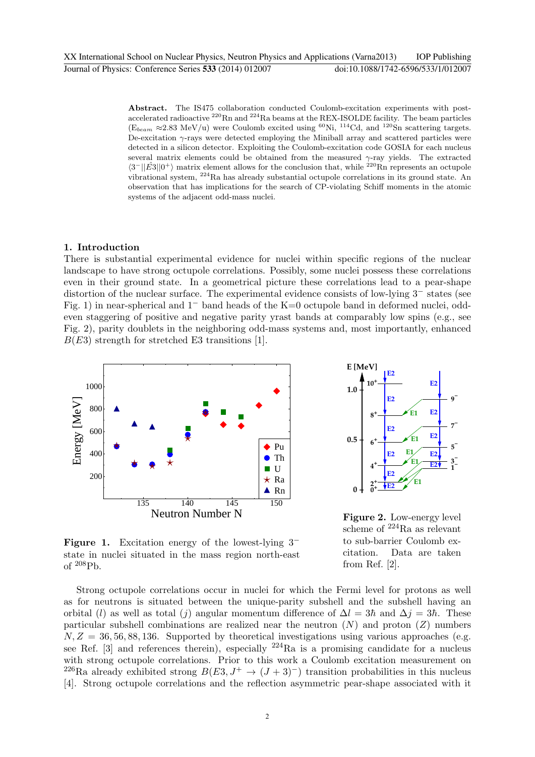**Abstract.** The IS475 collaboration conducted Coulomb-excitation experiments with post-accelerated radioactive $^{220}$Rn and $^{224}$Ra beams at the REX-ISOLDE facility. The beam particles ($E_{beam}$ ≈2.83 MeV/u) were Coulomb excited using $^{60}$Ni, $^{114}$Cd, and $^{120}$Sn scattering targets. De-excitation $\gamma$-rays were detected employing the Miniball array and scattered particles were detected in a silicon detector. Exploiting the Coulomb-excitation code GOSIA for each nucleus several matrix elements could be obtained from the measured $\gamma$-ray yields. The extracted $\langle 3^- || \hat{E}3 || 0^+ \rangle$ matrix element allows for the conclusion that, while $^{220}$Rn represents an octupole vibrational system, $^{224}$Ra has already substantial octupole correlations in its ground state. An observation that has implications for the search of CP-violating Schiff moments in the atomic systems of the adjacent odd-mass nuclei.

## 1. Introduction

There is substantial experimental evidence for nuclei within specific regions of the nuclear landscape to have strong octupole correlations. Possibly, some nuclei possess these correlations even in their ground state. In a geometrical picture these correlations lead to a pear-shape distortion of the nuclear surface. The experimental evidence consists of low-lying $3^-$ states (see Fig. 1) in near-spherical and $1^-$ band heads of the K=0 octupole band in deformed nuclei, odd-even staggering of positive and negative parity yrast bands at comparably low spins (e.g., see Fig. 2), parity doublets in the neighboring odd-mass systems and, most importantly, enhanced $B(E3)$ strength for stretched E3 transitions [1].

Energy [MeV]
1000
800
600
400
200
135
140
145
150
Neutron Number N
Pu
Th
U
Ra
Rn

**Figure 1.** Excitation energy of the lowest-lying $3^-$ state in nuclei situated in the mass region north-east of $^{208}$Pb.

E [MeV]
1.0
0.5
0
$10^+$
$8^+$
$6^+$
$4^+$
$2^+$
$0^+$
$9^-$
$7^-$
$5^-$
$3^-$
$1^-$
E2
E1

**Figure 2.** Low-energy level scheme of $^{224}$Ra as relevant to sub-barrier Coulomb excitation. Data are taken from Ref. [2].

Strong octupole correlations occur in nuclei for which the Fermi level for protons as well as for neutrons is situated between the unique-parity subshell and the subshell having an orbital ($l$) as well as total ($j$) angular momentum difference of $\Delta l = 3\hbar$ and $\Delta j = 3\hbar$. These particular subshell combinations are realized near the neutron ($N$) and proton ($Z$) numbers $N, Z = 36, 56, 88, 136$. Supported by theoretical investigations using various approaches (e.g. see Ref. [3] and references therein), especially $^{224}$Ra is a promising candidate for a nucleus with strong octupole correlations. Prior to this work a Coulomb excitation measurement on $^{226}$Ra already exhibited strong $B(E3, J^+ \rightarrow (J+3)^-)$ transition probabilities in this nucleus [4]. Strong octupole correlations and the reflection asymmetric pear-shape associated with it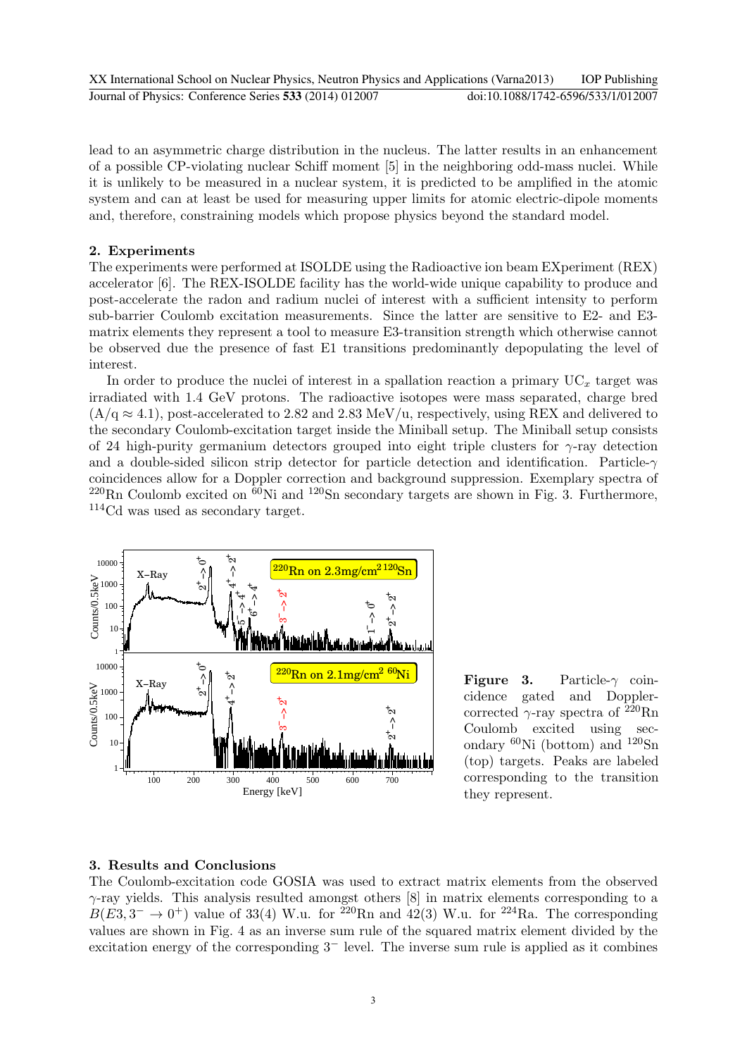lead to an asymmetric charge distribution in the nucleus. The latter results in an enhancement of a possible CP-violating nuclear Schiff moment [5] in the neighboring odd-mass nuclei. While it is unlikely to be measured in a nuclear system, it is predicted to be amplified in the atomic system and can at least be used for measuring upper limits for atomic electric-dipole moments and, therefore, constraining models which propose physics beyond the standard model.

## 2. Experiments

The experiments were performed at ISOLDE using the Radioactive ion beam EXperiment (REX) accelerator [6]. The REX-ISOLDE facility has the world-wide unique capability to produce and post-accelerate the radon and radium nuclei of interest with a sufficient intensity to perform sub-barrier Coulomb excitation measurements. Since the latter are sensitive to E2- and E3-matrix elements they represent a tool to measure E3-transition strength which otherwise cannot be observed due the presence of fast E1 transitions predominantly depopulating the level of interest.

In order to produce the nuclei of interest in a spallation reaction a primary $UC_x$ target was irradiated with 1.4 GeV protons. The radioactive isotopes were mass separated, charge bred ($A/q \approx 4.1$), post-accelerated to 2.82 and 2.83 MeV/u, respectively, using REX and delivered to the secondary Coulomb-excitation target inside the Miniball setup. The Miniball setup consists of 24 high-purity germanium detectors grouped into eight triple clusters for $\gamma$-ray detection and a double-sided silicon strip detector for particle detection and identification. Particle-$\gamma$ coincidences allow for a Doppler correction and background suppression. Exemplary spectra of $^{220}$Rn Coulomb excited on $^{60}$Ni and $^{120}$Sn secondary targets are shown in Fig. 3. Furthermore, $^{114}$Cd was used as secondary target.

$^{220}$Rn on 2.3mg/cm$^2$ $^{120}$Sn

X–Ray

$2^+ \to 0^+$

$4^+ \to 2^+$

$5^- \to 4^+$

$6^+ \to 4^+$

$3^- \to 2^+$

$1^- \to 0^+$

$2^+ \to 2^+$

$^{220}$Rn on 2.1mg/cm$^2$ $^{60}$Ni

Counts/0.5keV

Energy [keV]

**Figure 3.** Particle-$\gamma$ coincidence gated and Doppler-corrected $\gamma$-ray spectra of $^{220}$Rn Coulomb excited using secondary $^{60}$Ni (bottom) and $^{120}$Sn (top) targets. Peaks are labeled corresponding to the transition they represent.

## 3. Results and Conclusions

The Coulomb-excitation code GOSIA was used to extract matrix elements from the observed $\gamma$-ray yields. This analysis resulted amongst others [8] in matrix elements corresponding to a $B(E3, 3^- \to 0^+)$ value of 33(4) W.u. for $^{220}$Rn and 42(3) W.u. for $^{224}$Ra. The corresponding values are shown in Fig. 4 as an inverse sum rule of the squared matrix element divided by the excitation energy of the corresponding $3^-$ level. The inverse sum rule is applied as it combines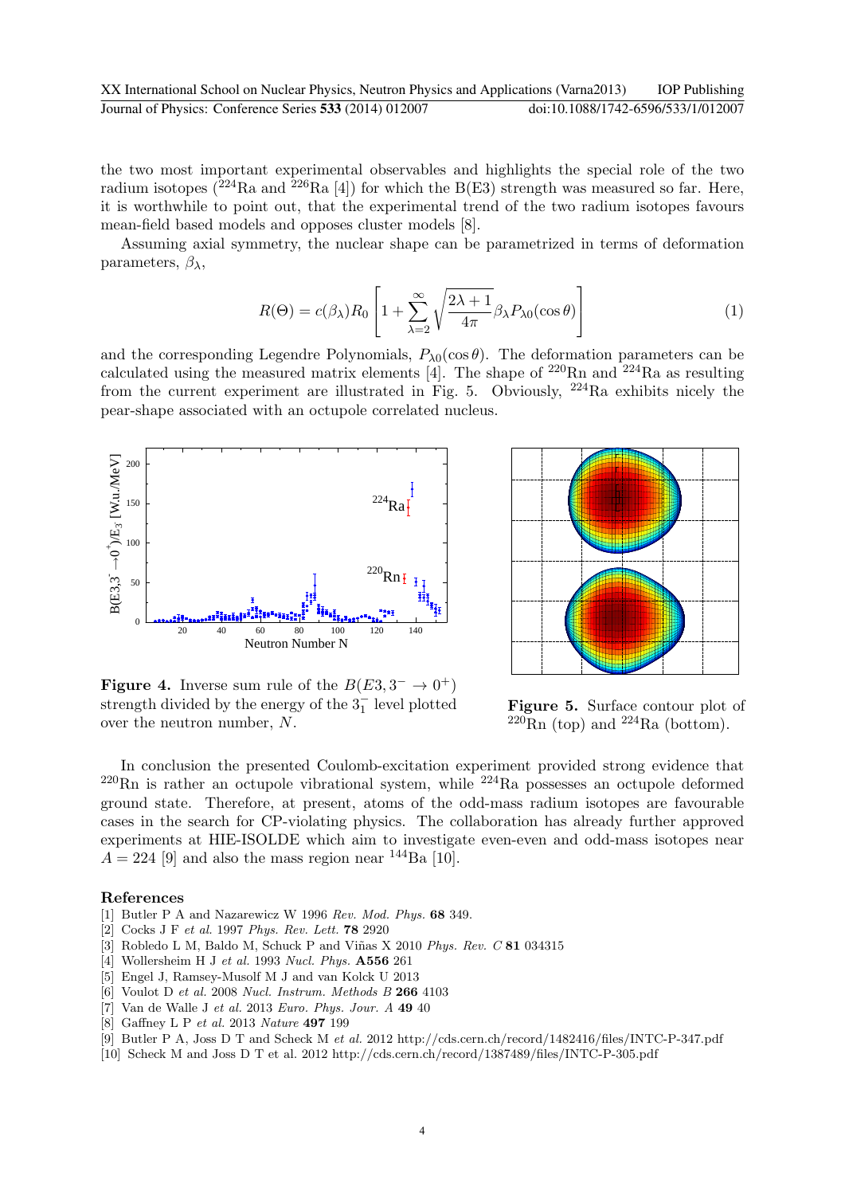the two most important experimental observables and highlights the special role of the two radium isotopes ($^{224}$Ra and $^{226}$Ra [4]) for which the B(E3) strength was measured so far. Here, it is worthwhile to point out, that the experimental trend of the two radium isotopes favours mean-field based models and opposes cluster models [8].

Assuming axial symmetry, the nuclear shape can be parametrized in terms of deformation parameters, $\beta_\lambda$,

$$R(\Theta) = c(\beta_\lambda)R_0 \left[1 + \sum_{\lambda=2}^{\infty} \sqrt{\frac{2\lambda+1}{4\pi}}\beta_\lambda P_{\lambda 0}(\cos\theta)\right] \tag{1}$$

and the corresponding Legendre Polynomials, $P_{\lambda 0}(\cos\theta)$. The deformation parameters can be calculated using the measured matrix elements [4]. The shape of $^{220}$Rn and $^{224}$Ra as resulting from the current experiment are illustrated in Fig. 5. Obviously, $^{224}$Ra exhibits nicely the pear-shape associated with an octupole correlated nucleus.

B(E3,3⁻ →0⁺)/E3 [W.u./MeV]
Neutron Number N
$^{224}$Ra
$^{220}$Rn
0
50
100
150
200
20
40
60
80
100
120
140

**Figure 4.** Inverse sum rule of the $B(E3, 3^- \to 0^+)$ strength divided by the energy of the $3^-_1$ level plotted over the neutron number, $N$.

**Figure 5.** Surface contour plot of $^{220}$Rn (top) and $^{224}$Ra (bottom).

In conclusion the presented Coulomb-excitation experiment provided strong evidence that $^{220}$Rn is rather an octupole vibrational system, while $^{224}$Ra possesses an octupole deformed ground state. Therefore, at present, atoms of the odd-mass radium isotopes are favourable cases in the search for CP-violating physics. The collaboration has already further approved experiments at HIE-ISOLDE which aim to investigate even-even and odd-mass isotopes near $A = 224$ [9] and also the mass region near $^{144}$Ba [10].

## References

[1] Butler P A and Nazarewicz W 1996 *Rev. Mod. Phys.* **68** 349.
[2] Cocks J F *et al.* 1997 *Phys. Rev. Lett.* **78** 2920
[3] Robledo L M, Baldo M, Schuck P and Viñas X 2010 *Phys. Rev. C* **81** 034315
[4] Wollersheim H J *et al.* 1993 *Nucl. Phys.* **A556** 261
[5] Engel J, Ramsey-Musolf M J and van Kolck U 2013
[6] Voulot D *et al.* 2008 *Nucl. Instrum. Methods B* **266** 4103
[7] Van de Walle J *et al.* 2013 *Euro. Phys. Jour. A* **49** 40
[8] Gaffney L P *et al.* 2013 *Nature* **497** 199
[9] Butler P A, Joss D T and Scheck M *et al.* 2012 http://cds.cern.ch/record/1482416/files/INTC-P-347.pdf
[10] Scheck M and Joss D T et al. 2012 http://cds.cern.ch/record/1387489/files/INTC-P-305.pdf